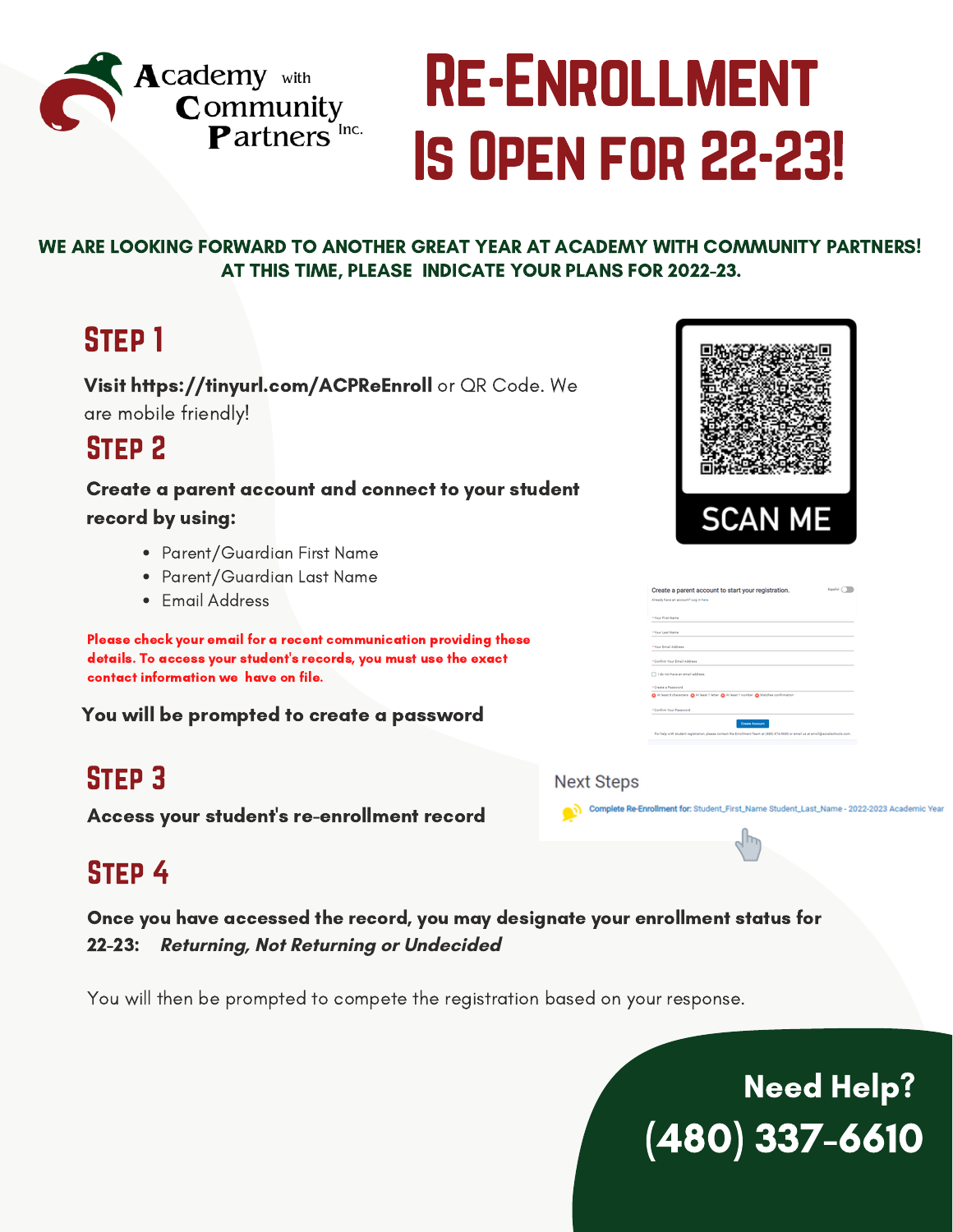Academy with Community Partners Inc.

# Re-Enrollment Is Open for 22-23!

**WE ARE LOOKING FORWARD TO ANOTHER GREAT YEAR AT ACADEMY WITH COMMUNITY PARTNERS! AT THIS TIME, PLEASE INDICATE YOUR PLANS FOR 2022-23.**

## Step 1

**Visit https://tinyurl.com/ACPReEnroll** or QR Code. We are mobile friendly!

SCAN ME

## Step 2

**Create a parent account and connect to your student record by using:**

- Parent/Guardian First Name
- Parent/Guardian Last Name
- Email Address

**Please check your email for a recent communication providing these details. To access your student's records, you must use the exact contact information we have on file.**

**You will be prompted to create a password**

## Step 3

**Access your student's re-enrollment record**

Next Steps

Complete Re-Enrollment for: Student_First_Name Student_Last_Name - 2022-2023 Academic Year

## Step 4

**Once you have accessed the record, you may designate your enrollment status for 22-23:** ***Returning, Not Returning or Undecided***

You will then be prompted to compete the registration based on your response.

**Need Help?**

**(480) 337-6610**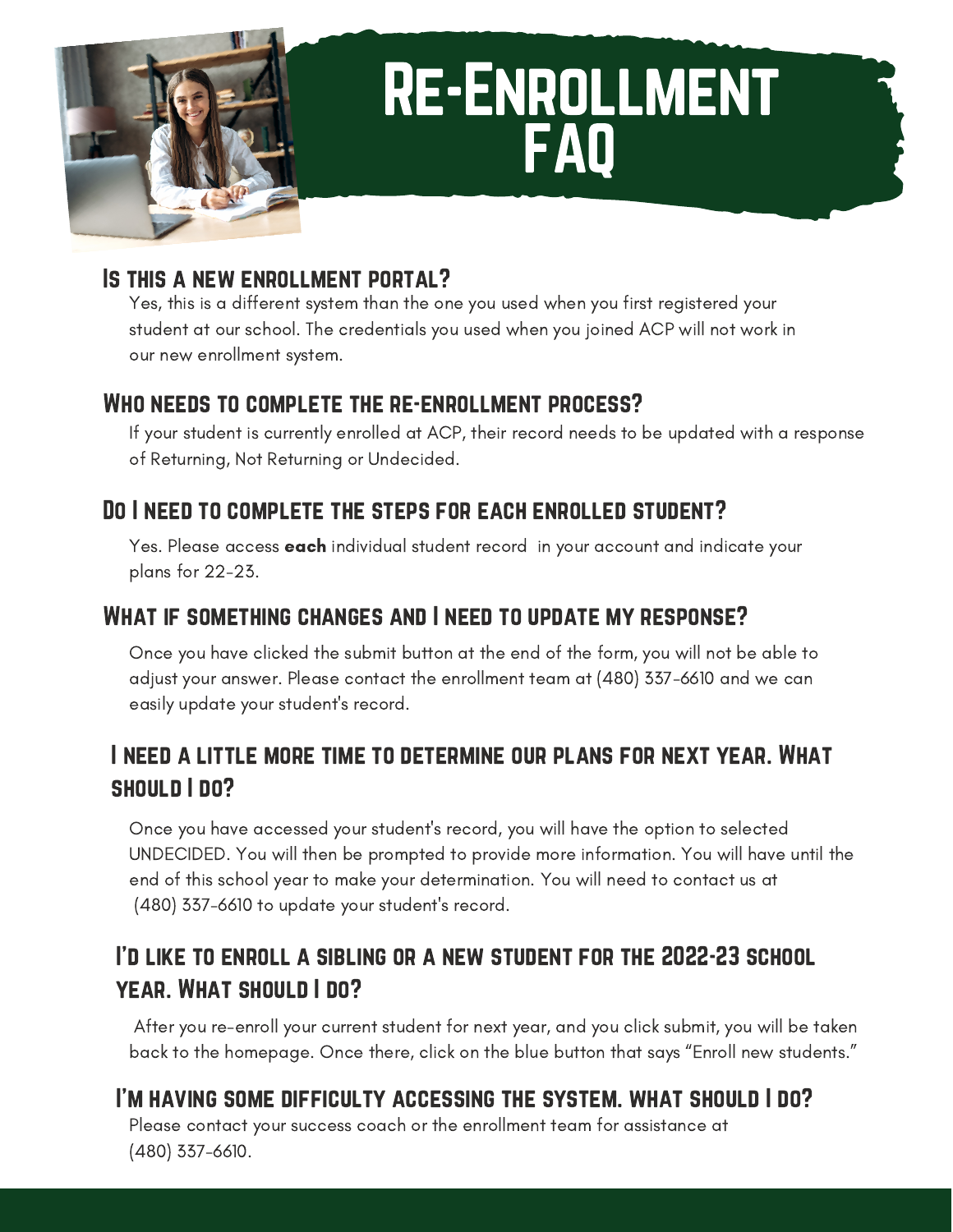# Re-Enrollment FAQ

## Is this a new enrollment portal?

Yes, this is a different system than the one you used when you first registered your student at our school. The credentials you used when you joined ACP will not work in our new enrollment system.

## Who needs to complete the re-enrollment process?

If your student is currently enrolled at ACP, their record needs to be updated with a response of Returning, Not Returning or Undecided.

## Do I need to complete the steps for each enrolled student?

Yes. Please access **each** individual student record in your account and indicate your plans for 22-23.

## What if something changes and I need to update my response?

Once you have clicked the submit button at the end of the form, you will not be able to adjust your answer. Please contact the enrollment team at (480) 337-6610 and we can easily update your student's record.

## I need a little more time to determine our plans for next year. What should I do?

Once you have accessed your student's record, you will have the option to selected UNDECIDED. You will then be prompted to provide more information. You will have until the end of this school year to make your determination. You will need to contact us at (480) 337-6610 to update your student's record.

## I'd like to enroll a sibling or a new student for the 2022-23 school year. What should I do?

After you re-enroll your current student for next year, and you click submit, you will be taken back to the homepage. Once there, click on the blue button that says "Enroll new students."

## I'm having some difficulty accessing the system. What should I do?

Please contact your success coach or the enrollment team for assistance at (480) 337-6610.